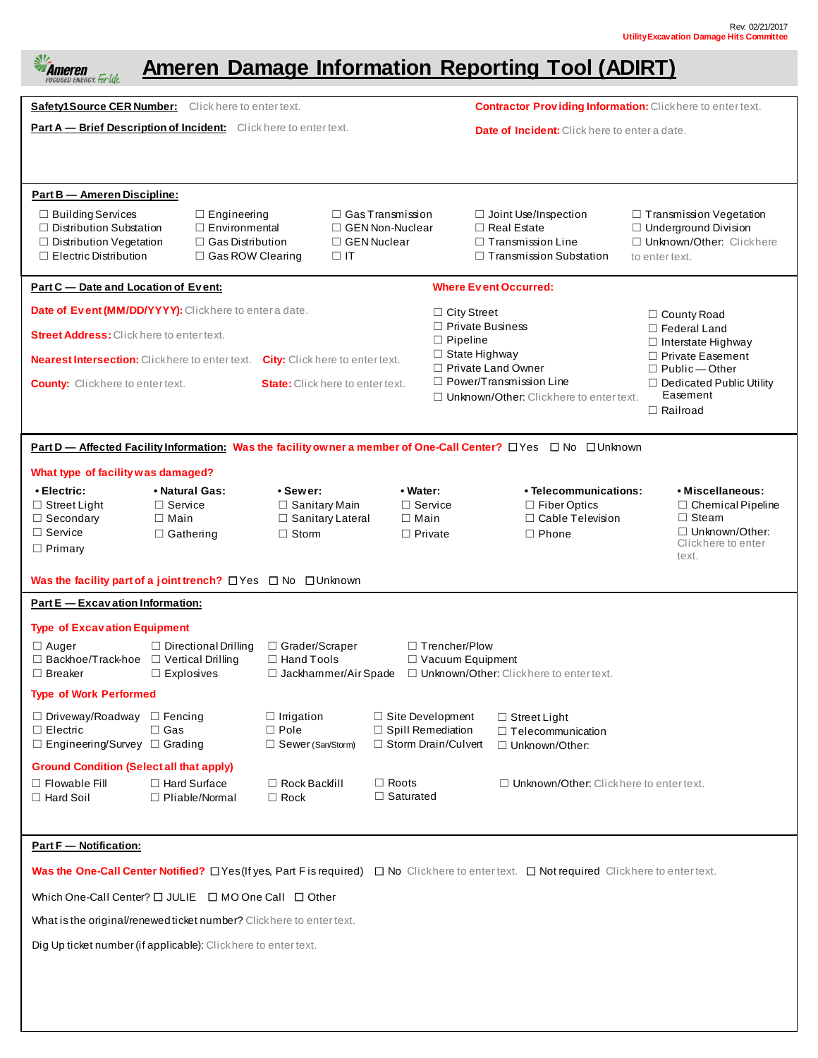Rev. 02/21/2017
Utility Excavation Damage Hits Committee

# Ameren Damage Information Reporting Tool (ADIRT)

**Safety1Source CER Number:** Click here to enter text.

**Contractor Providing Information:** Click here to enter text.

**Part A — Brief Description of Incident:** Click here to enter text.

**Date of Incident:** Click here to enter a date.

**Part B — Ameren Discipline:**

☐ Building Services
☐ Distribution Substation
☐ Distribution Vegetation
☐ Electric Distribution
☐ Engineering
☐ Environmental
☐ Gas Distribution
☐ Gas ROW Clearing
☐ Gas Transmission
☐ GEN Non-Nuclear
☐ GEN Nuclear
☐ IT
☐ Joint Use/Inspection
☐ Real Estate
☐ Transmission Line
☐ Transmission Substation
☐ Transmission Vegetation
☐ Underground Division
☐ Unknown/Other: Click here to enter text.

**Part C — Date and Location of Event:**

**Date of Event (MM/DD/YYYY):** Click here to enter a date.

**Street Address:** Click here to enter text.

**Nearest Intersection:** Click here to enter text. **City:** Click here to enter text.

**County:** Click here to enter text. **State:** Click here to enter text.

**Where Event Occurred:**

☐ City Street
☐ Private Business
☐ Pipeline
☐ State Highway
☐ Private Land Owner
☐ Power/Transmission Line
☐ Unknown/Other: Click here to enter text.
☐ County Road
☐ Federal Land
☐ Interstate Highway
☐ Private Easement
☐ Public — Other
☐ Dedicated Public Utility Easement
☐ Railroad

**Part D — Affected Facility Information:** **Was the facility owner a member of One-Call Center?** ☐ Yes ☐ No ☐ Unknown

**What type of facility was damaged?**

- **Electric:** ☐ Street Light ☐ Secondary ☐ Service ☐ Primary
- **Natural Gas:** ☐ Service ☐ Main ☐ Gathering
- **Sewer:** ☐ Sanitary Main ☐ Sanitary Lateral ☐ Storm
- **Water:** ☐ Service ☐ Main ☐ Private
- **Telecommunications:** ☐ Fiber Optics ☐ Cable Television ☐ Phone
- **Miscellaneous:** ☐ Chemical Pipeline ☐ Steam ☐ Unknown/Other: Click here to enter text.

**Was the facility part of a joint trench?** ☐ Yes ☐ No ☐ Unknown

**Part E — Excavation Information:**

**Type of Excavation Equipment**

☐ Auger
☐ Backhoe/Trackhoe
☐ Breaker
☐ Directional Drilling
☐ Vertical Drilling
☐ Explosives
☐ Grader/Scraper
☐ Hand Tools
☐ Jackhammer/Air Spade
☐ Trencher/Plow
☐ Vacuum Equipment
☐ Unknown/Other: Click here to enter text.

**Type of Work Performed**

☐ Driveway/Roadway
☐ Electric
☐ Engineering/Survey
☐ Fencing
☐ Gas
☐ Grading
☐ Irrigation
☐ Pole
☐ Sewer (San/Storm)
☐ Site Development
☐ Spill Remediation
☐ Storm Drain/Culvert
☐ Street Light
☐ Telecommunication
☐ Unknown/Other:

**Ground Condition (Select all that apply)**

☐ Flowable Fill
☐ Hard Soil
☐ Hard Surface
☐ Pliable/Normal
☐ Rock Backfill
☐ Rock
☐ Roots
☐ Saturated
☐ Unknown/Other: Click here to enter text.

**Part F — Notification:**

**Was the One-Call Center Notified?** ☐ Yes (If yes, Part F is required) ☐ No Click here to enter text. ☐ Not required Click here to enter text.

Which One-Call Center? ☐ JULIE ☐ MO One Call ☐ Other

What is the original/renewed ticket number? Click here to enter text.

Dig Up ticket number (if applicable): Click here to enter text.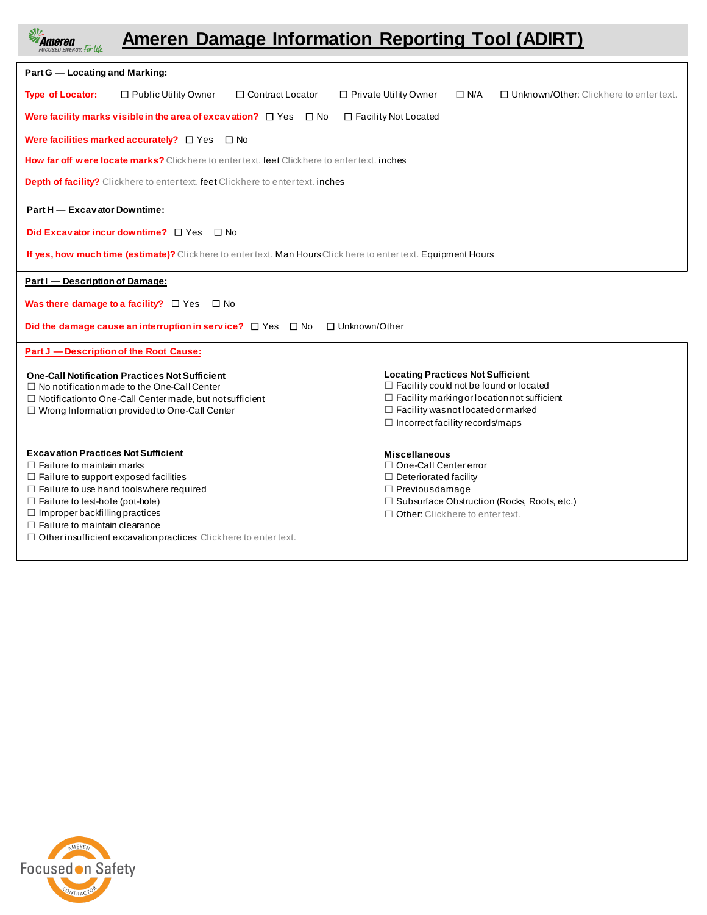# Ameren Damage Information Reporting Tool (ADIRT)

**Part G — Locating and Marking:**

**Type of Locator:** ☐ Public Utility Owner ☐ Contract Locator ☐ Private Utility Owner ☐ N/A ☐ Unknown/Other: Click here to enter text.

**Were facility marks visible in the area of excavation?** ☐ Yes ☐ No ☐ Facility Not Located

**Were facilities marked accurately?** ☐ Yes ☐ No

**How far off were locate marks?** Click here to enter text. feet Click here to enter text. inches

**Depth of facility?** Click here to enter text. feet Click here to enter text. inches

**Part H — Excavator Downtime:**

**Did Excavator incur downtime?** ☐ Yes ☐ No

**If yes, how much time (estimate)?** Click here to enter text. Man Hours Click here to enter text. Equipment Hours

**Part I — Description of Damage:**

**Was there damage to a facility?** ☐ Yes ☐ No

**Did the damage cause an interruption in service?** ☐ Yes ☐ No ☐ Unknown/Other

**Part J — Description of the Root Cause:**

**One-Call Notification Practices Not Sufficient**

☐ No notification made to the One-Call Center
☐ Notification to One-Call Center made, but not sufficient
☐ Wrong Information provided to One-Call Center

**Locating Practices Not Sufficient**

☐ Facility could not be found or located
☐ Facility marking or location not sufficient
☐ Facility was not located or marked
☐ Incorrect facility records/maps

**Excavation Practices Not Sufficient**

☐ Failure to maintain marks
☐ Failure to support exposed facilities
☐ Failure to use hand tools where required
☐ Failure to test-hole (pot-hole)
☐ Improper backfilling practices
☐ Failure to maintain clearance
☐ Other insufficient excavation practices: Click here to enter text.

**Miscellaneous**

☐ One-Call Center error
☐ Deteriorated facility
☐ Previous damage
☐ Subsurface Obstruction (Rocks, Roots, etc.)
☐ Other: Click here to enter text.